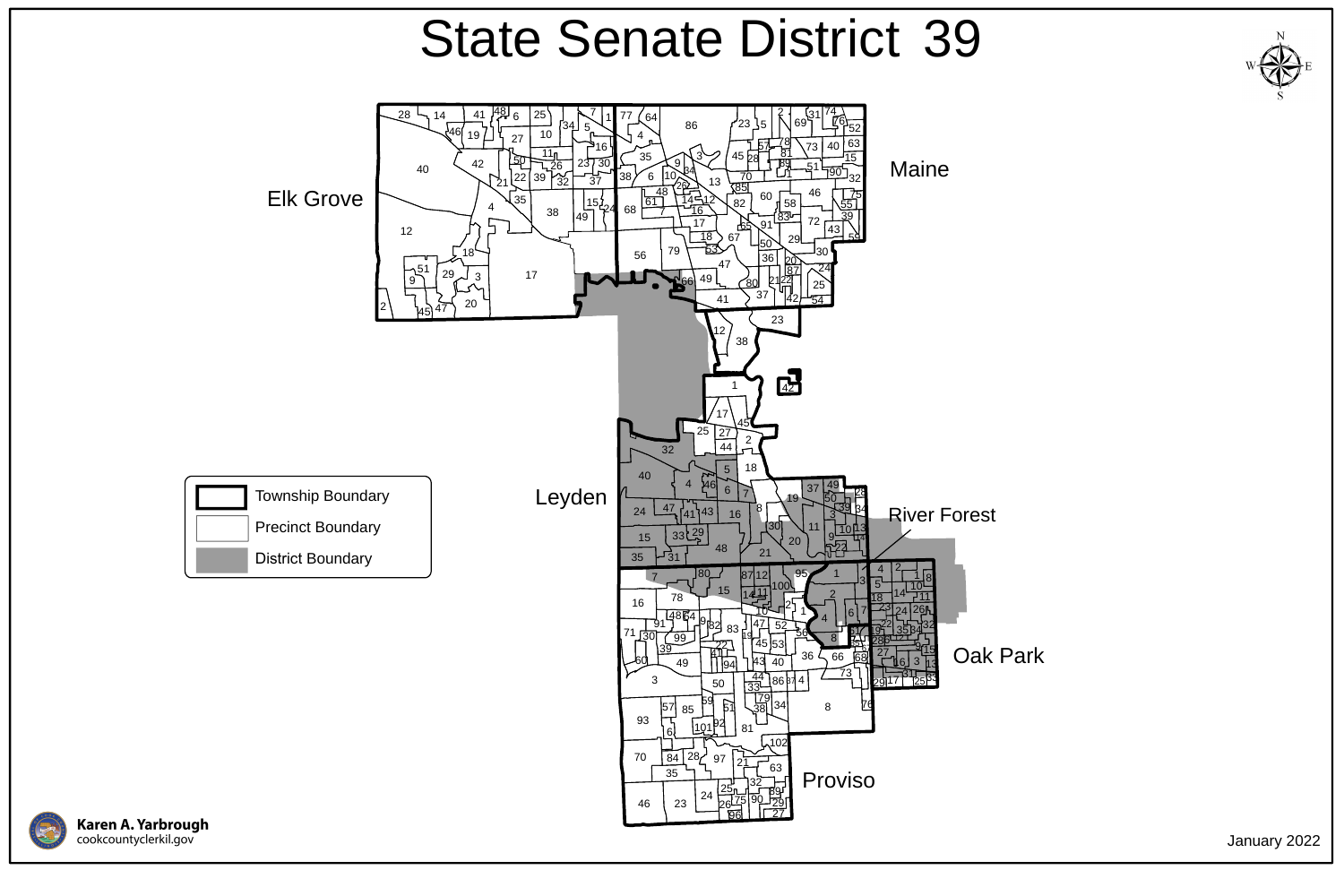# State Senate District 39

Maine

Elk Grove

Leyden

River Forest

Oak Park

Proviso

- Township Boundary
- Precinct Boundary
- District Boundary

Karen A. Yarbrough
cookcountyclerkil.gov

January 2022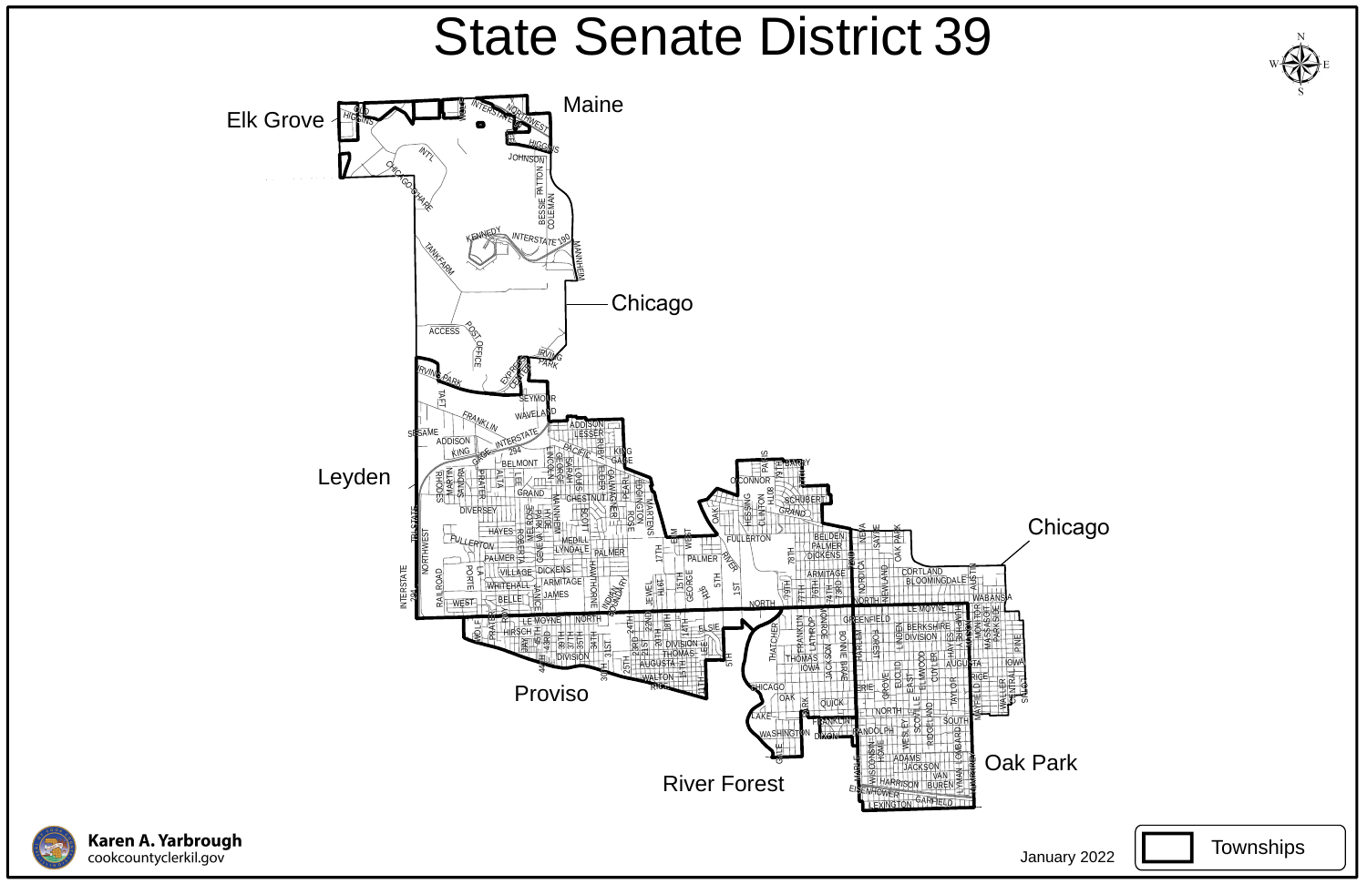# State Senate District 39

Elk Grove

Maine

Chicago

Leyden

Chicago

Proviso

River Forest

Oak Park

Karen A. Yarbrough
cookcountyclerkil.gov

January 2022

Townships